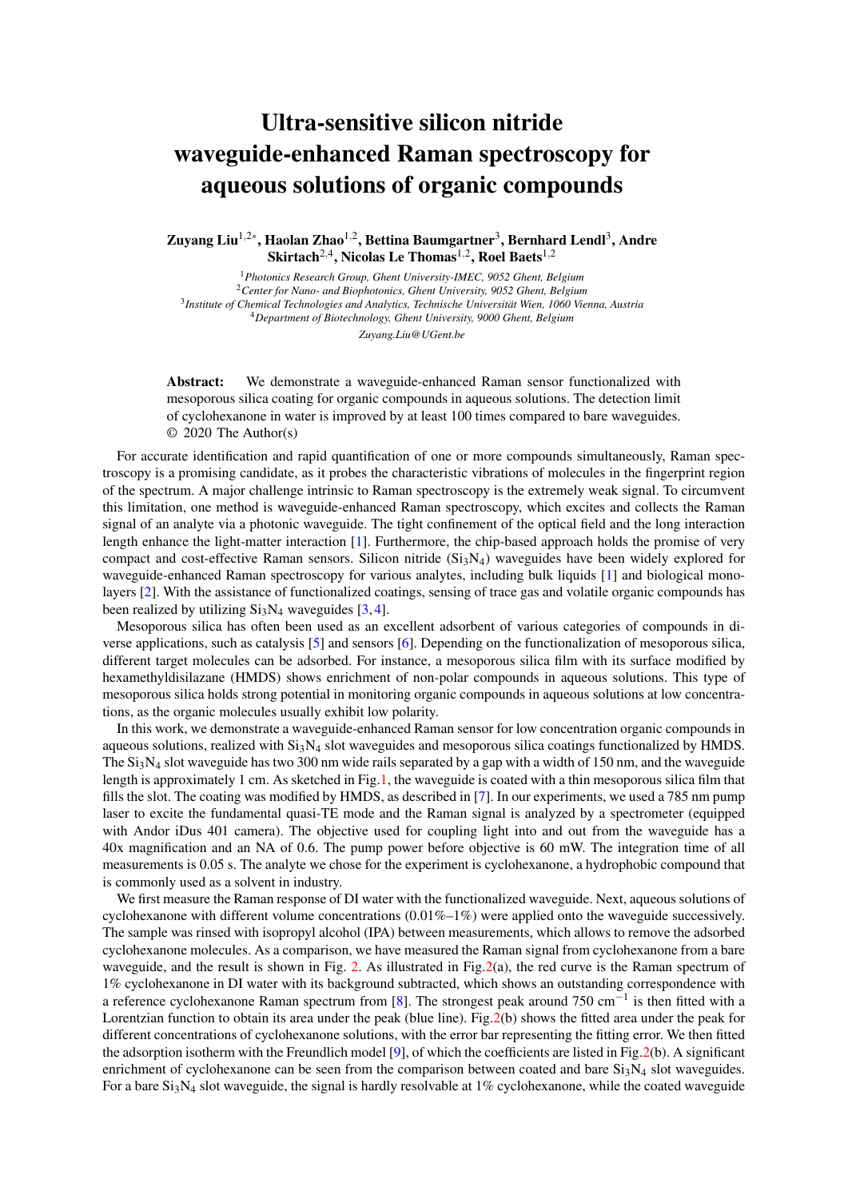# Ultra-sensitive silicon nitride waveguide-enhanced Raman spectroscopy for aqueous solutions of organic compounds

**Zuyang Liu[1,2*], Haolan Zhao[1,2], Bettina Baumgartner[3], Bernhard Lendl[3], Andre Skirtach[2,4], Nicolas Le Thomas[1,2], Roel Baets[1,2]**

[1]*Photonics Research Group, Ghent University-IMEC, 9052 Ghent, Belgium*
[2]*Center for Nano- and Biophotonics, Ghent University, 9052 Ghent, Belgium*
[3]*Institute of Chemical Technologies and Analytics, Technische Universität Wien, 1060 Vienna, Austria*
[4]*Department of Biotechnology, Ghent University, 9000 Ghent, Belgium*
*Zuyang.Liu@UGent.be*

**Abstract:** We demonstrate a waveguide-enhanced Raman sensor functionalized with mesoporous silica coating for organic compounds in aqueous solutions. The detection limit of cyclohexanone in water is improved by at least 100 times compared to bare waveguides. © 2020 The Author(s)

For accurate identification and rapid quantification of one or more compounds simultaneously, Raman spectroscopy is a promising candidate, as it probes the characteristic vibrations of molecules in the fingerprint region of the spectrum. A major challenge intrinsic to Raman spectroscopy is the extremely weak signal. To circumvent this limitation, one method is waveguide-enhanced Raman spectroscopy, which excites and collects the Raman signal of an analyte via a photonic waveguide. The tight confinement of the optical field and the long interaction length enhance the light-matter interaction [1]. Furthermore, the chip-based approach holds the promise of very compact and cost-effective Raman sensors. Silicon nitride ($Si_3N_4$) waveguides have been widely explored for waveguide-enhanced Raman spectroscopy for various analytes, including bulk liquids [1] and biological monolayers [2]. With the assistance of functionalized coatings, sensing of trace gas and volatile organic compounds has been realized by utilizing $Si_3N_4$ waveguides [3,4].

Mesoporous silica has often been used as an excellent adsorbent of various categories of compounds in diverse applications, such as catalysis [5] and sensors [6]. Depending on the functionalization of mesoporous silica, different target molecules can be adsorbed. For instance, a mesoporous silica film with its surface modified by hexamethyldisilazane (HMDS) shows enrichment of non-polar compounds in aqueous solutions. This type of mesoporous silica holds strong potential in monitoring organic compounds in aqueous solutions at low concentrations, as the organic molecules usually exhibit low polarity.

In this work, we demonstrate a waveguide-enhanced Raman sensor for low concentration organic compounds in aqueous solutions, realized with $Si_3N_4$ slot waveguides and mesoporous silica coatings functionalized by HMDS. The $Si_3N_4$ slot waveguide has two 300 nm wide rails separated by a gap with a width of 150 nm, and the waveguide length is approximately 1 cm. As sketched in Fig.1, the waveguide is coated with a thin mesoporous silica film that fills the slot. The coating was modified by HMDS, as described in [7]. In our experiments, we used a 785 nm pump laser to excite the fundamental quasi-TE mode and the Raman signal is analyzed by a spectrometer (equipped with Andor iDus 401 camera). The objective used for coupling light into and out from the waveguide has a 40x magnification and an NA of 0.6. The pump power before objective is 60 mW. The integration time of all measurements is 0.05 s. The analyte we chose for the experiment is cyclohexanone, a hydrophobic compound that is commonly used as a solvent in industry.

We first measure the Raman response of DI water with the functionalized waveguide. Next, aqueous solutions of cyclohexanone with different volume concentrations (0.01%–1%) were applied onto the waveguide successively. The sample was rinsed with isopropyl alcohol (IPA) between measurements, which allows to remove the adsorbed cyclohexanone molecules. As a comparison, we have measured the Raman signal from cyclohexanone from a bare waveguide, and the result is shown in Fig. 2. As illustrated in Fig.2(a), the red curve is the Raman spectrum of 1% cyclohexanone in DI water with its background subtracted, which shows an outstanding correspondence with a reference cyclohexanone Raman spectrum from [8]. The strongest peak around 750 $cm^{-1}$ is then fitted with a Lorentzian function to obtain its area under the peak (blue line). Fig.2(b) shows the fitted area under the peak for different concentrations of cyclohexanone solutions, with the error bar representing the fitting error. We then fitted the adsorption isotherm with the Freundlich model [9], of which the coefficients are listed in Fig.2(b). A significant enrichment of cyclohexanone can be seen from the comparison between coated and bare $Si_3N_4$ slot waveguides. For a bare $Si_3N_4$ slot waveguide, the signal is hardly resolvable at 1% cyclohexanone, while the coated waveguide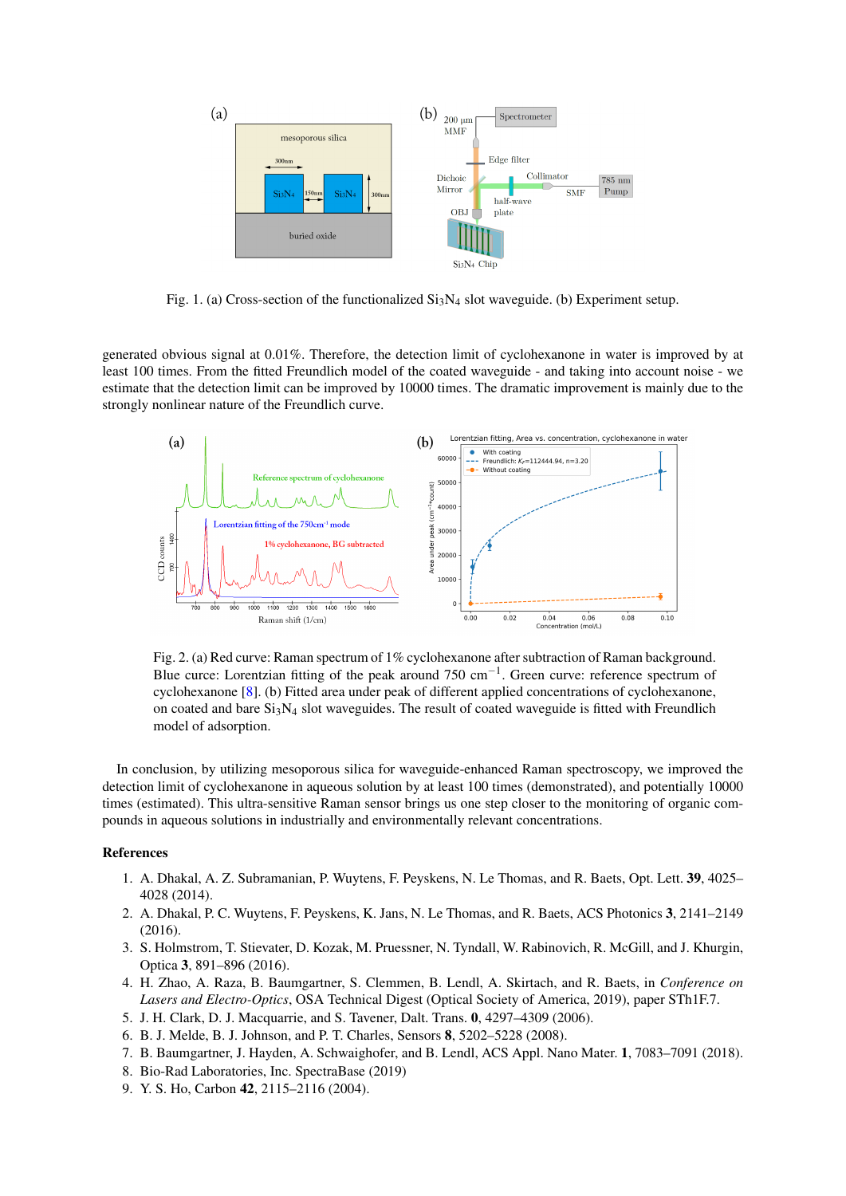Fig. 1. (a) Cross-section of the functionalized $Si_3N_4$ slot waveguide. (b) Experiment setup.

generated obvious signal at 0.01%. Therefore, the detection limit of cyclohexanone in water is improved by at least 100 times. From the fitted Freundlich model of the coated waveguide - and taking into account noise - we estimate that the detection limit can be improved by 10000 times. The dramatic improvement is mainly due to the strongly nonlinear nature of the Freundlich curve.

Fig. 2. (a) Red curve: Raman spectrum of 1% cyclohexanone after subtraction of Raman background. Blue curce: Lorentzian fitting of the peak around 750 $cm^{-1}$. Green curve: reference spectrum of cyclohexanone [8]. (b) Fitted area under peak of different applied concentrations of cyclohexanone, on coated and bare $Si_3N_4$ slot waveguides. The result of coated waveguide is fitted with Freundlich model of adsorption.

In conclusion, by utilizing mesoporous silica for waveguide-enhanced Raman spectroscopy, we improved the detection limit of cyclohexanone in aqueous solution by at least 100 times (demonstrated), and potentially 10000 times (estimated). This ultra-sensitive Raman sensor brings us one step closer to the monitoring of organic compounds in aqueous solutions in industrially and environmentally relevant concentrations.

## References

1. A. Dhakal, A. Z. Subramanian, P. Wuytens, F. Peyskens, N. Le Thomas, and R. Baets, Opt. Lett. **39**, 4025–4028 (2014).
2. A. Dhakal, P. C. Wuytens, F. Peyskens, K. Jans, N. Le Thomas, and R. Baets, ACS Photonics **3**, 2141–2149 (2016).
3. S. Holmstrom, T. Stievater, D. Kozak, M. Pruessner, N. Tyndall, W. Rabinovich, R. McGill, and J. Khurgin, Optica **3**, 891–896 (2016).
4. H. Zhao, A. Raza, B. Baumgartner, S. Clemmen, B. Lendl, A. Skirtach, and R. Baets, in *Conference on Lasers and Electro-Optics*, OSA Technical Digest (Optical Society of America, 2019), paper STh1F.7.
5. J. H. Clark, D. J. Macquarrie, and S. Tavener, Dalt. Trans. **0**, 4297–4309 (2006).
6. B. J. Melde, B. J. Johnson, and P. T. Charles, Sensors **8**, 5202–5228 (2008).
7. B. Baumgartner, J. Hayden, A. Schwaighofer, and B. Lendl, ACS Appl. Nano Mater. **1**, 7083–7091 (2018).
8. Bio-Rad Laboratories, Inc. SpectraBase (2019)
9. Y. S. Ho, Carbon **42**, 2115–2116 (2004).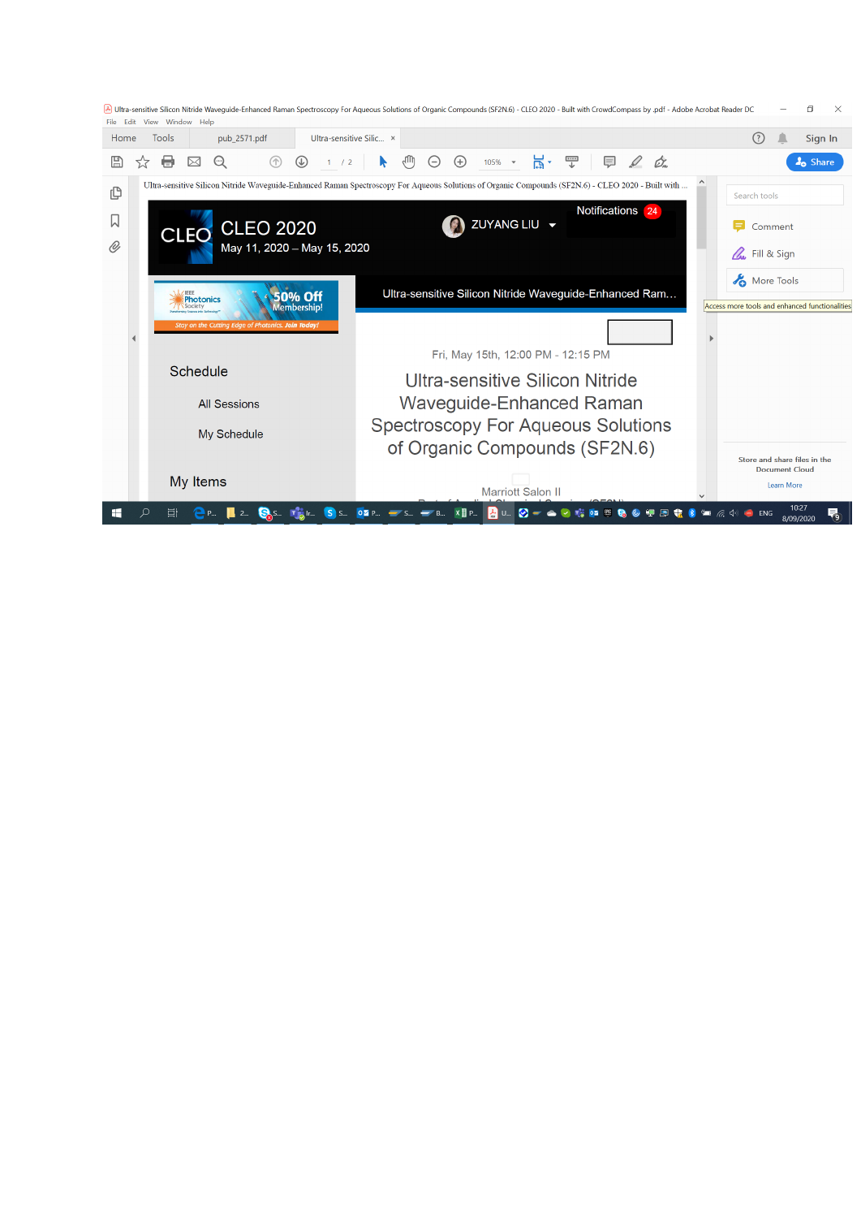Ultra-sensitive Silicon Nitride Waveguide-Enhanced Raman Spectroscopy For Aqueous Solutions of Organic Compounds (SF2N.6) - CLEO 2020 - Built with CrowdCompass by .pdf - Adobe Acrobat Reader DC

File Edit View Window Help

Home Tools pub_2571.pdf Ultra-sensitive Silic... ×

Sign In

1 / 2 105%

Share

Ultra-sensitive Silicon Nitride Waveguide-Enhanced Raman Spectroscopy For Aqueous Solutions of Organic Compounds (SF2N.6) - CLEO 2020 - Built with ...

CLEO 2020

May 11, 2020 – May 15, 2020

ZUYANG LIU

Notifications 24

IEEE Photonics Society 50% Off Membership!

Stay on the Cutting Edge of Photonics. Join Today!

Ultra-sensitive Silicon Nitride Waveguide-Enhanced Ram...

Schedule

All Sessions

My Schedule

My Items

Fri, May 15th, 12:00 PM - 12:15 PM

## Ultra-sensitive Silicon Nitride Waveguide-Enhanced Raman Spectroscopy For Aqueous Solutions of Organic Compounds (SF2N.6)

Marriott Salon II

Search tools

Comment

Fill & Sign

More Tools

Access more tools and enhanced functionalities

Store and share files in the Document Cloud

Learn More

ENG 10:27 8/09/2020